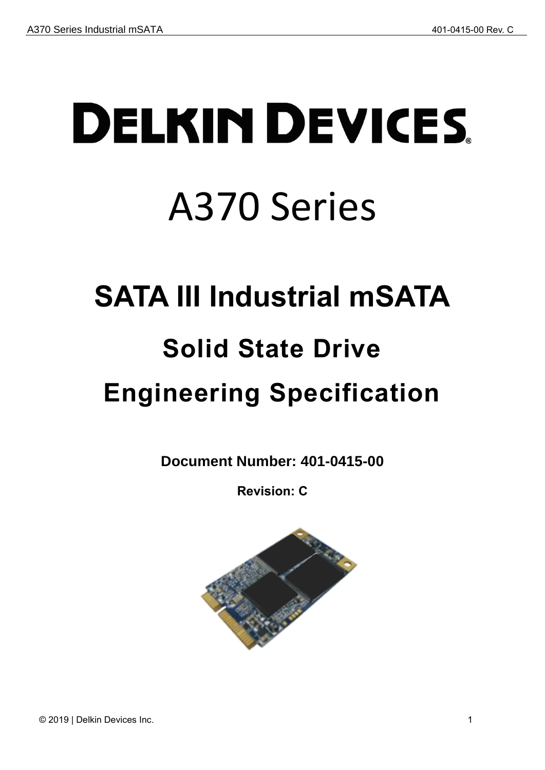# DELKIN DEVICES

# A370 Series

## SATA III Industrial mSATA

## Solid State Drive

## Engineering Specification

**Document Number: 401-0415-00**

**Revision: C**

© 2019 | Delkin Devices Inc.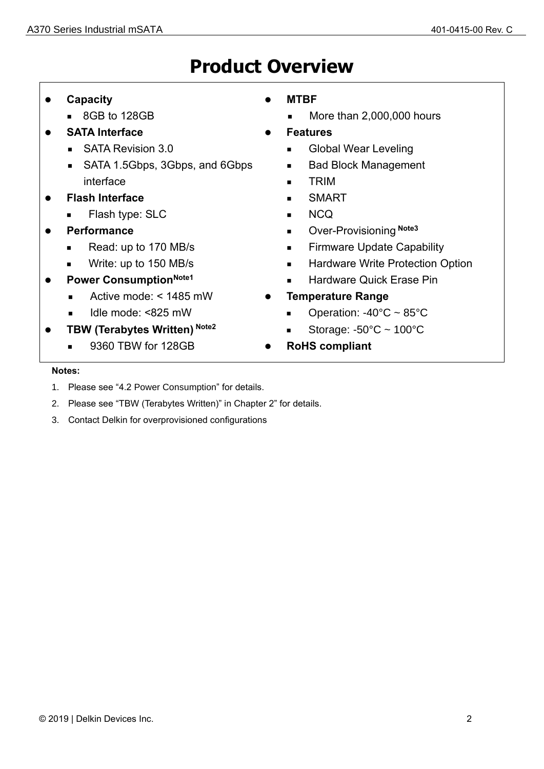# Product Overview

- **Capacity**
  - 8GB to 128GB
- **SATA Interface**
  - SATA Revision 3.0
  - SATA 1.5Gbps, 3Gbps, and 6Gbps interface
- **Flash Interface**
  - Flash type: SLC
- **Performance**
  - Read: up to 170 MB/s
  - Write: up to 150 MB/s
- **Power Consumption** [Note1]
  - Active mode: < 1485 mW
  - Idle mode: <825 mW
- **TBW (Terabytes Written)** [Note2]
  - 9360 TBW for 128GB
- **MTBF**
  - More than 2,000,000 hours
- **Features**
  - Global Wear Leveling
  - Bad Block Management
  - TRIM
  - SMART
  - NCQ
  - Over-Provisioning [Note3]
  - Firmware Update Capability
  - Hardware Write Protection Option
  - Hardware Quick Erase Pin
- **Temperature Range**
  - Operation: -40°C ~ 85°C
  - Storage: -50°C ~ 100°C
- **RoHS compliant**

**Notes:**

1. Please see "4.2 Power Consumption" for details.
2. Please see "TBW (Terabytes Written)" in Chapter 2" for details.
3. Contact Delkin for overprovisioned configurations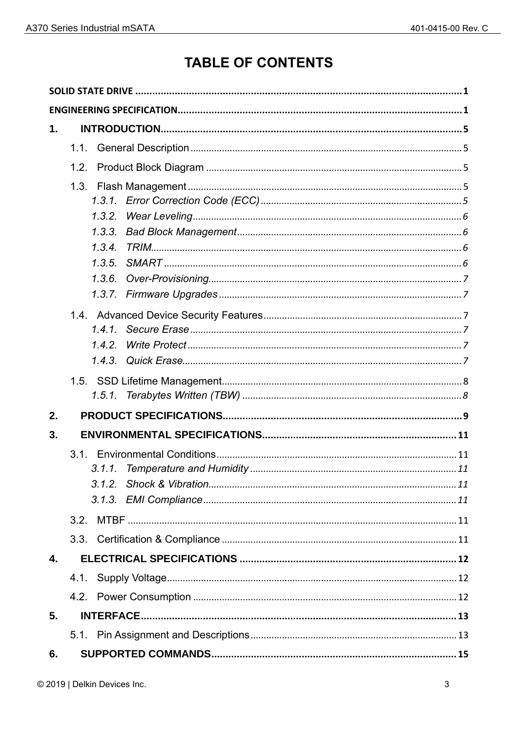# TABLE OF CONTENTS

SOLID STATE DRIVE ..................................................................................................................1

ENGINEERING SPECIFICATION..................................................................................................1

1. INTRODUCTION.........................................................................................................5
   - 1.1. General Description......................................................................................................5
   - 1.2. Product Block Diagram ................................................................................................5
   - 1.3. Flash Management.......................................................................................................5
     - *1.3.1. Error Correction Code (ECC)*............................................................................5
     - *1.3.2. Wear Leveling*.....................................................................................................6
     - *1.3.3. Bad Block Management*.....................................................................................6
     - *1.3.4. TRIM*.....................................................................................................................6
     - *1.3.5. SMART*.................................................................................................................6
     - *1.3.6. Over-Provisioning*...............................................................................................7
     - *1.3.7. Firmware Upgrades*............................................................................................7
   - 1.4. Advanced Device Security Features..........................................................................7
     - *1.4.1. Secure Erase*......................................................................................................7
     - *1.4.2. Write Protect*.......................................................................................................7
     - *1.4.3. Quick Erase*.........................................................................................................7
   - 1.5. SSD Lifetime Management..........................................................................................8
     - *1.5.1. Terabytes Written (TBW)*...................................................................................8
2. PRODUCT SPECIFICATIONS.....................................................................................9
3. ENVIRONMENTAL SPECIFICATIONS.....................................................................11
   - 3.1. Environmental Conditions..........................................................................................11
     - *3.1.1. Temperature and Humidity*..............................................................................11
     - *3.1.2. Shock & Vibration*.............................................................................................11
     - *3.1.3. EMI Compliance*................................................................................................11
   - 3.2. MTBF ...........................................................................................................................11
   - 3.3. Certification & Compliance ........................................................................................11
4. ELECTRICAL SPECIFICATIONS .............................................................................12
   - 4.1. Supply Voltage.............................................................................................................12
   - 4.2. Power Consumption ...................................................................................................12
5. INTERFACE................................................................................................................13
   - 5.1. Pin Assignment and Descriptions.............................................................................13
6. SUPPORTED COMMANDS.......................................................................................15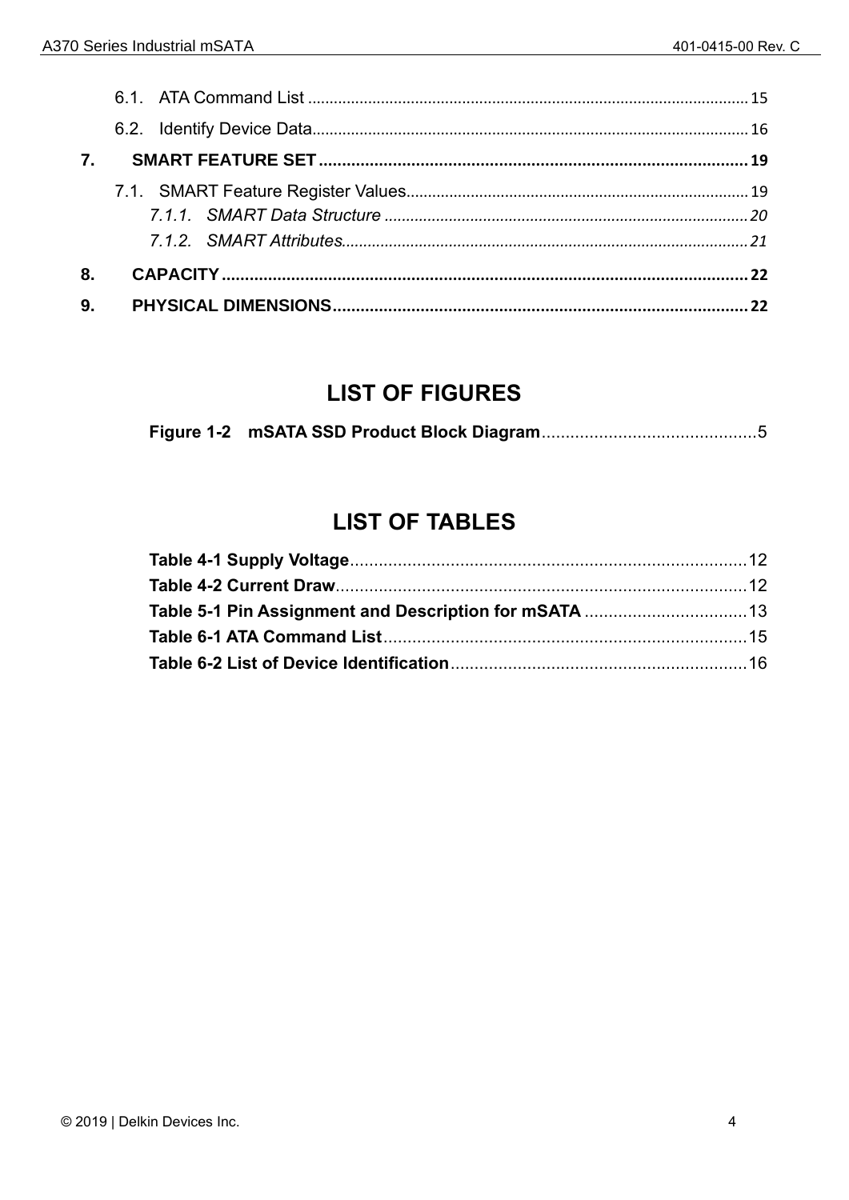6.1. ATA Command List ........................................................................................................ 15
6.2. Identify Device Data........................................................................................................ 16

**7. SMART FEATURE SET ........................................................................................... 19**

7.1. SMART Feature Register Values........................................................................... 19
*7.1.1. SMART Data Structure ........................................................................................ 20*
*7.1.2. SMART Attributes................................................................................................. 21*

**8. CAPACITY ................................................................................................................. 22**

**9. PHYSICAL DIMENSIONS .......................................................................................... 22**

## LIST OF FIGURES

**Figure 1-2 mSATA SSD Product Block Diagram**.............................................5

## LIST OF TABLES

**Table 4-1 Supply Voltage**...................................................................................12
**Table 4-2 Current Draw**......................................................................................12
**Table 5-1 Pin Assignment and Description for mSATA** ..................................13
**Table 6-1 ATA Command List**............................................................................15
**Table 6-2 List of Device Identification**..............................................................16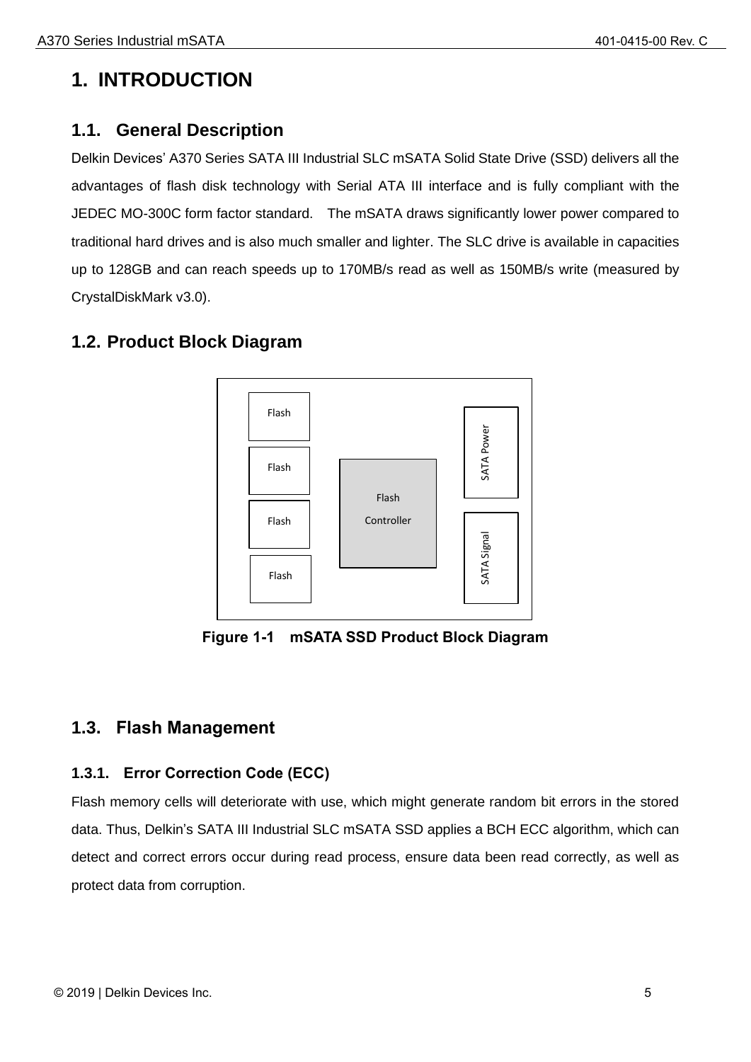# 1. INTRODUCTION

## 1.1. General Description

Delkin Devices' A370 Series SATA III Industrial SLC mSATA Solid State Drive (SSD) delivers all the advantages of flash disk technology with Serial ATA III interface and is fully compliant with the JEDEC MO-300C form factor standard. The mSATA draws significantly lower power compared to traditional hard drives and is also much smaller and lighter. The SLC drive is available in capacities up to 128GB and can reach speeds up to 170MB/s read as well as 150MB/s write (measured by CrystalDiskMark v3.0).

## 1.2. Product Block Diagram

Flash

Flash

Flash

Flash

Flash Controller

SATA Power

SATA Signal

**Figure 1-1 mSATA SSD Product Block Diagram**

## 1.3. Flash Management

### 1.3.1. Error Correction Code (ECC)

Flash memory cells will deteriorate with use, which might generate random bit errors in the stored data. Thus, Delkin's SATA III Industrial SLC mSATA SSD applies a BCH ECC algorithm, which can detect and correct errors occur during read process, ensure data been read correctly, as well as protect data from corruption.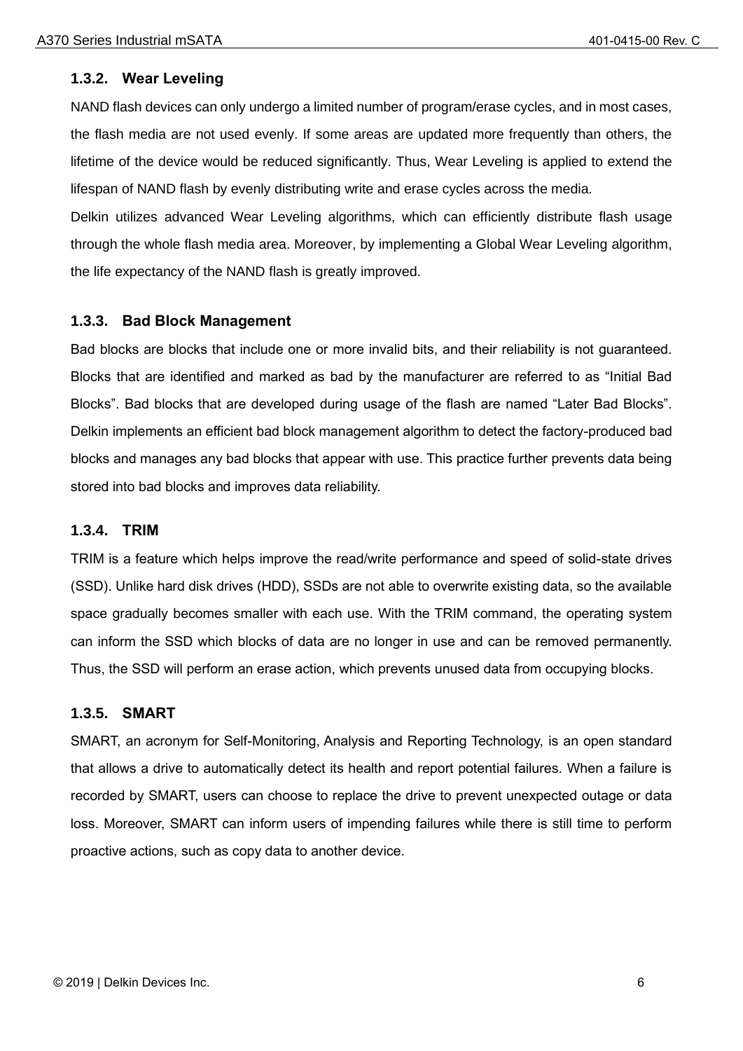### 1.3.2. Wear Leveling

NAND flash devices can only undergo a limited number of program/erase cycles, and in most cases, the flash media are not used evenly. If some areas are updated more frequently than others, the lifetime of the device would be reduced significantly. Thus, Wear Leveling is applied to extend the lifespan of NAND flash by evenly distributing write and erase cycles across the media.

Delkin utilizes advanced Wear Leveling algorithms, which can efficiently distribute flash usage through the whole flash media area. Moreover, by implementing a Global Wear Leveling algorithm, the life expectancy of the NAND flash is greatly improved.

### 1.3.3. Bad Block Management

Bad blocks are blocks that include one or more invalid bits, and their reliability is not guaranteed. Blocks that are identified and marked as bad by the manufacturer are referred to as “Initial Bad Blocks”. Bad blocks that are developed during usage of the flash are named “Later Bad Blocks”. Delkin implements an efficient bad block management algorithm to detect the factory-produced bad blocks and manages any bad blocks that appear with use. This practice further prevents data being stored into bad blocks and improves data reliability.

### 1.3.4. TRIM

TRIM is a feature which helps improve the read/write performance and speed of solid-state drives (SSD). Unlike hard disk drives (HDD), SSDs are not able to overwrite existing data, so the available space gradually becomes smaller with each use. With the TRIM command, the operating system can inform the SSD which blocks of data are no longer in use and can be removed permanently. Thus, the SSD will perform an erase action, which prevents unused data from occupying blocks.

### 1.3.5. SMART

SMART, an acronym for Self-Monitoring, Analysis and Reporting Technology, is an open standard that allows a drive to automatically detect its health and report potential failures. When a failure is recorded by SMART, users can choose to replace the drive to prevent unexpected outage or data loss. Moreover, SMART can inform users of impending failures while there is still time to perform proactive actions, such as copy data to another device.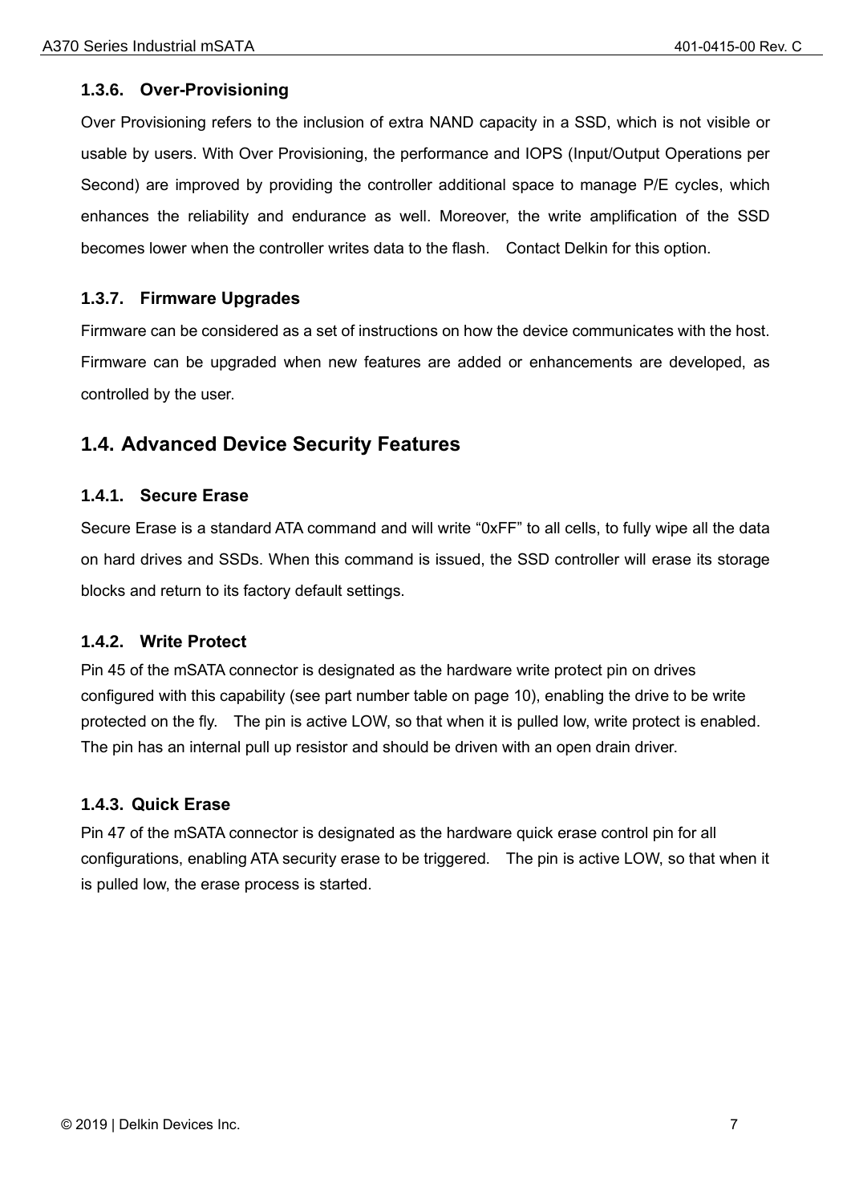### 1.3.6. Over-Provisioning

Over Provisioning refers to the inclusion of extra NAND capacity in a SSD, which is not visible or usable by users. With Over Provisioning, the performance and IOPS (Input/Output Operations per Second) are improved by providing the controller additional space to manage P/E cycles, which enhances the reliability and endurance as well. Moreover, the write amplification of the SSD becomes lower when the controller writes data to the flash. Contact Delkin for this option.

### 1.3.7. Firmware Upgrades

Firmware can be considered as a set of instructions on how the device communicates with the host. Firmware can be upgraded when new features are added or enhancements are developed, as controlled by the user.

## 1.4. Advanced Device Security Features

### 1.4.1. Secure Erase

Secure Erase is a standard ATA command and will write "0xFF" to all cells, to fully wipe all the data on hard drives and SSDs. When this command is issued, the SSD controller will erase its storage blocks and return to its factory default settings.

### 1.4.2. Write Protect

Pin 45 of the mSATA connector is designated as the hardware write protect pin on drives configured with this capability (see part number table on page 10), enabling the drive to be write protected on the fly. The pin is active LOW, so that when it is pulled low, write protect is enabled. The pin has an internal pull up resistor and should be driven with an open drain driver.

### 1.4.3. Quick Erase

Pin 47 of the mSATA connector is designated as the hardware quick erase control pin for all configurations, enabling ATA security erase to be triggered. The pin is active LOW, so that when it is pulled low, the erase process is started.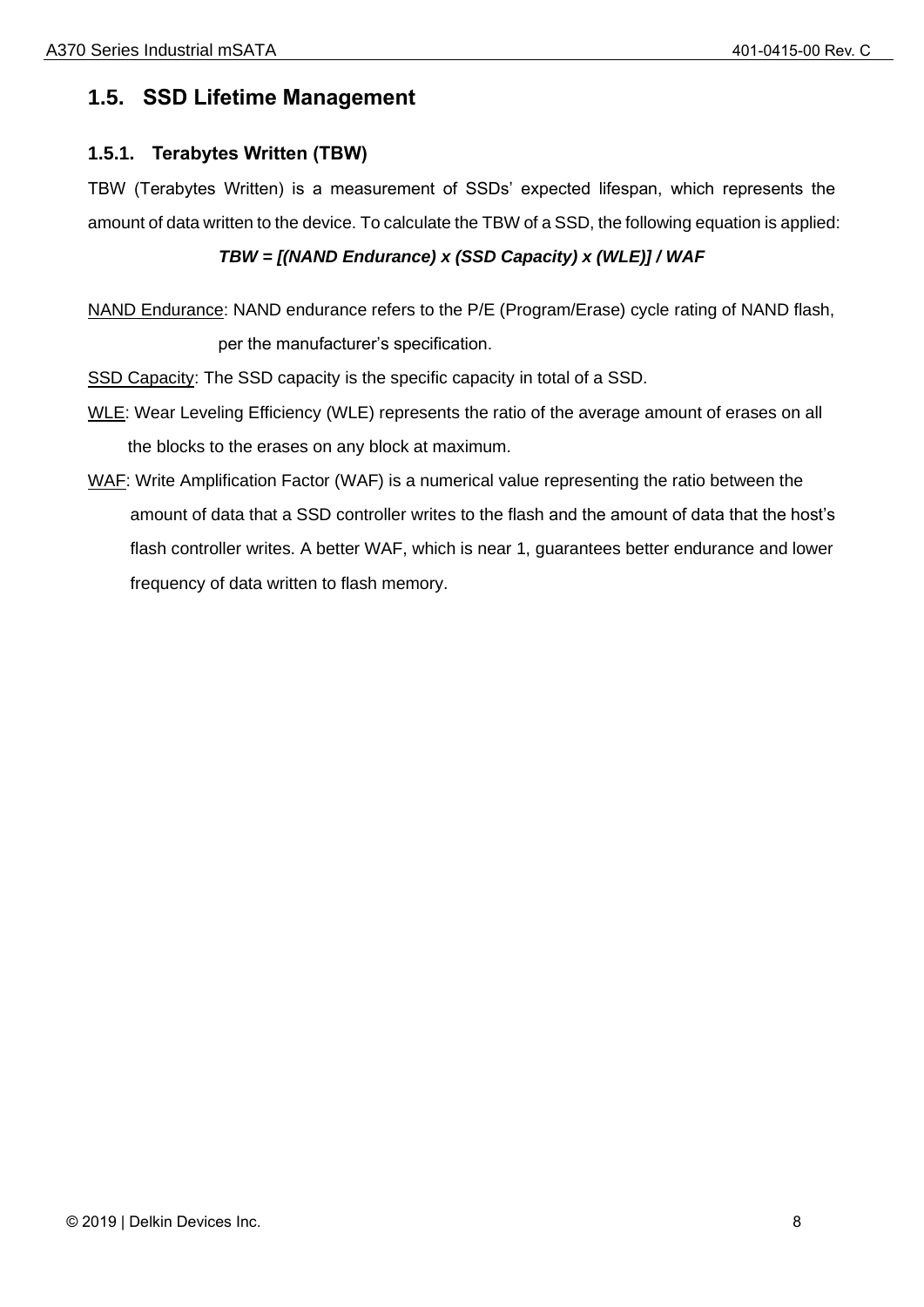## 1.5. SSD Lifetime Management

### 1.5.1. Terabytes Written (TBW)

TBW (Terabytes Written) is a measurement of SSDs' expected lifespan, which represents the amount of data written to the device. To calculate the TBW of a SSD, the following equation is applied:

***TBW = [(NAND Endurance) x (SSD Capacity) x (WLE)] / WAF***

<u>NAND Endurance</u>: NAND endurance refers to the P/E (Program/Erase) cycle rating of NAND flash, per the manufacturer's specification.

<u>SSD Capacity</u>: The SSD capacity is the specific capacity in total of a SSD.

<u>WLE</u>: Wear Leveling Efficiency (WLE) represents the ratio of the average amount of erases on all the blocks to the erases on any block at maximum.

<u>WAF</u>: Write Amplification Factor (WAF) is a numerical value representing the ratio between the amount of data that a SSD controller writes to the flash and the amount of data that the host's flash controller writes. A better WAF, which is near 1, guarantees better endurance and lower frequency of data written to flash memory.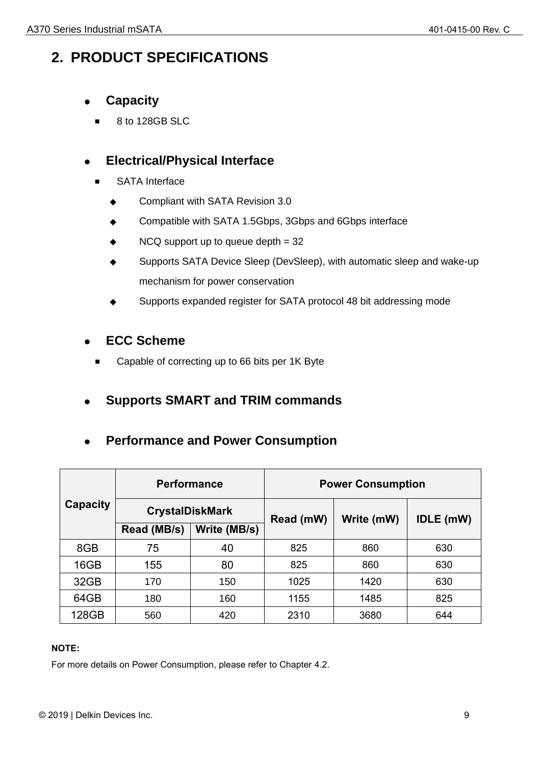# 2. PRODUCT SPECIFICATIONS

- **Capacity**
  - 8 to 128GB SLC

- **Electrical/Physical Interface**
  - SATA Interface
    - Compliant with SATA Revision 3.0
    - Compatible with SATA 1.5Gbps, 3Gbps and 6Gbps interface
    - NCQ support up to queue depth = 32
    - Supports SATA Device Sleep (DevSleep), with automatic sleep and wake-up mechanism for power conservation
    - Supports expanded register for SATA protocol 48 bit addressing mode

- **ECC Scheme**
  - Capable of correcting up to 66 bits per 1K Byte

- **Supports SMART and TRIM commands**

- **Performance and Power Consumption**

| Capacity | Performance | | Power Consumption | | |
|---|---|---|---|---|---|
| | CrystalDiskMark | | Read (mW) | Write (mW) | IDLE (mW) |
| | Read (MB/s) | Write (MB/s) | | | |
| 8GB | 75 | 40 | 825 | 860 | 630 |
| 16GB | 155 | 80 | 825 | 860 | 630 |
| 32GB | 170 | 150 | 1025 | 1420 | 630 |
| 64GB | 180 | 160 | 1155 | 1485 | 825 |
| 128GB | 560 | 420 | 2310 | 3680 | 644 |

**NOTE:**

For more details on Power Consumption, please refer to Chapter 4.2.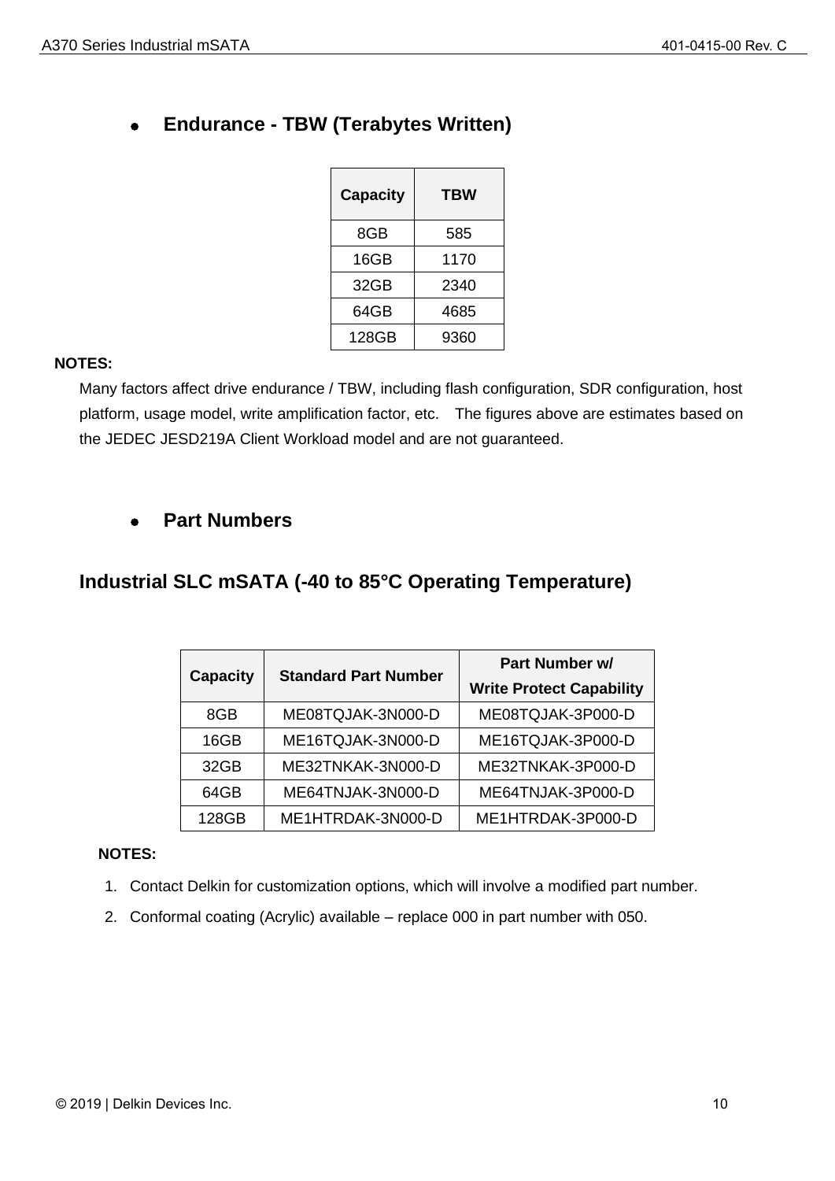- **Endurance - TBW (Terabytes Written)**

| Capacity | TBW |
|---|---|
| 8GB | 585 |
| 16GB | 1170 |
| 32GB | 2340 |
| 64GB | 4685 |
| 128GB | 9360 |

**NOTES:**

Many factors affect drive endurance / TBW, including flash configuration, SDR configuration, host platform, usage model, write amplification factor, etc. The figures above are estimates based on the JEDEC JESD219A Client Workload model and are not guaranteed.

- **Part Numbers**

## Industrial SLC mSATA (-40 to 85°C Operating Temperature)

| Capacity | Standard Part Number | Part Number w/ Write Protect Capability |
|---|---|---|
| 8GB | ME08TQJAK-3N000-D | ME08TQJAK-3P000-D |
| 16GB | ME16TQJAK-3N000-D | ME16TQJAK-3P000-D |
| 32GB | ME32TNKAK-3N000-D | ME32TNKAK-3P000-D |
| 64GB | ME64TNJAK-3N000-D | ME64TNJAK-3P000-D |
| 128GB | ME1HTRDAK-3N000-D | ME1HTRDAK-3P000-D |

**NOTES:**

1. Contact Delkin for customization options, which will involve a modified part number.
2. Conformal coating (Acrylic) available – replace 000 in part number with 050.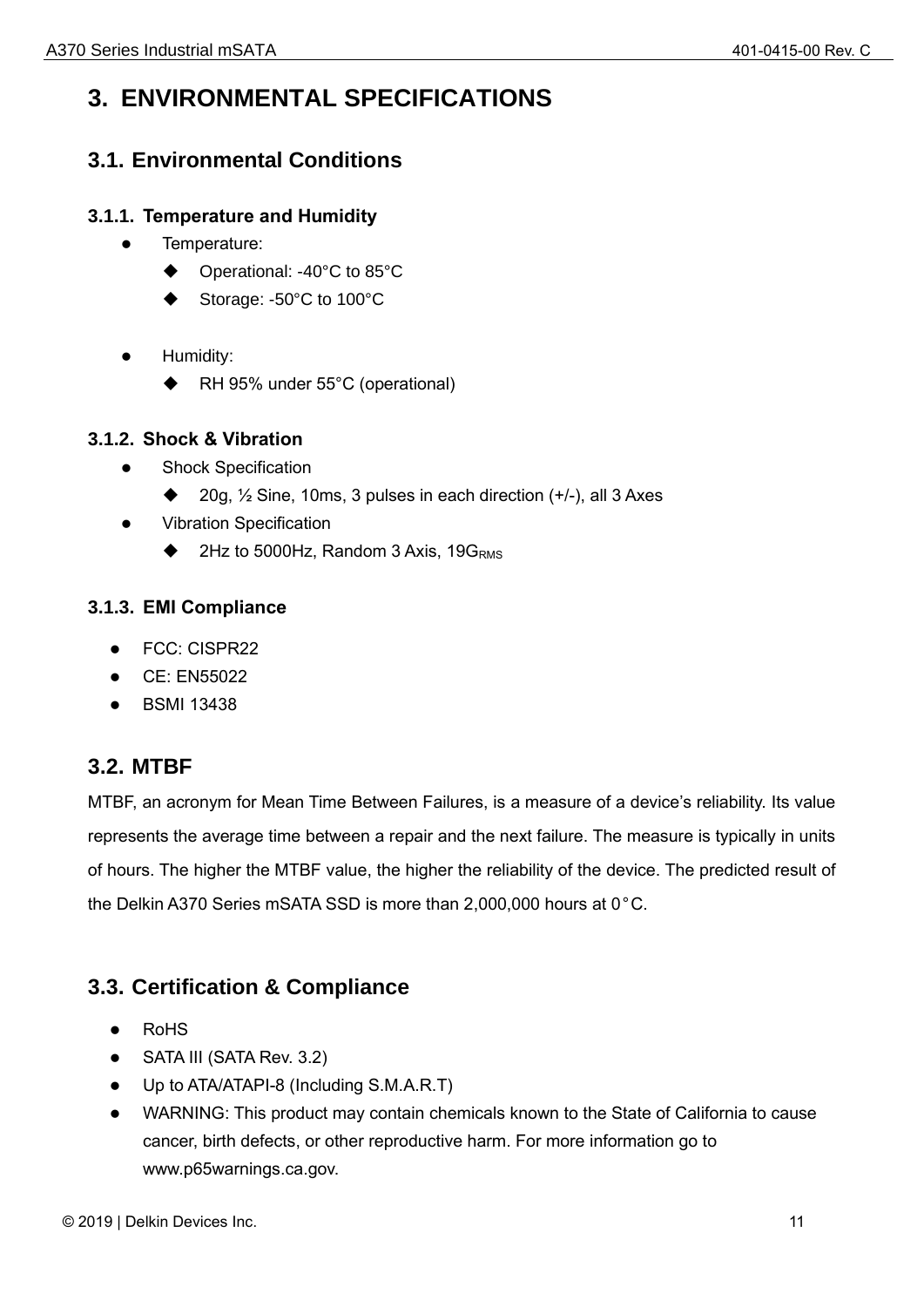# 3. ENVIRONMENTAL SPECIFICATIONS

## 3.1. Environmental Conditions

### 3.1.1. Temperature and Humidity

- Temperature:
  - Operational: -40°C to 85°C
  - Storage: -50°C to 100°C

- Humidity:
  - RH 95% under 55°C (operational)

### 3.1.2. Shock & Vibration

- Shock Specification
  - 20g, ½ Sine, 10ms, 3 pulses in each direction (+/-), all 3 Axes
- Vibration Specification
  - 2Hz to 5000Hz, Random 3 Axis, $19G_{RMS}$

### 3.1.3. EMI Compliance

- FCC: CISPR22
- CE: EN55022
- BSMI 13438

## 3.2. MTBF

MTBF, an acronym for Mean Time Between Failures, is a measure of a device's reliability. Its value represents the average time between a repair and the next failure. The measure is typically in units of hours. The higher the MTBF value, the higher the reliability of the device. The predicted result of the Delkin A370 Series mSATA SSD is more than 2,000,000 hours at 0°C.

## 3.3. Certification & Compliance

- RoHS
- SATA III (SATA Rev. 3.2)
- Up to ATA/ATAPI-8 (Including S.M.A.R.T)
- WARNING: This product may contain chemicals known to the State of California to cause cancer, birth defects, or other reproductive harm. For more information go to www.p65warnings.ca.gov.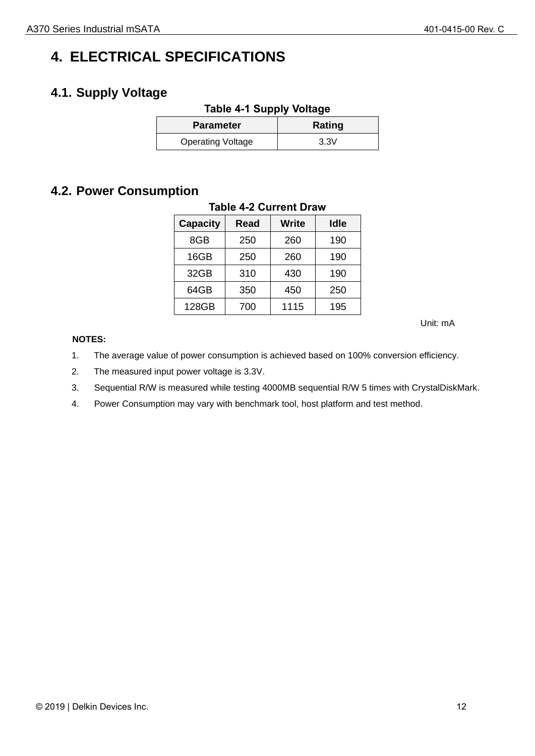# 4. ELECTRICAL SPECIFICATIONS

## 4.1. Supply Voltage

**Table 4-1 Supply Voltage**

| Parameter | Rating |
|---|---|
| Operating Voltage | 3.3V |

## 4.2. Power Consumption

**Table 4-2 Current Draw**

| Capacity | Read | Write | Idle |
|---|---|---|---|
| 8GB | 250 | 260 | 190 |
| 16GB | 250 | 260 | 190 |
| 32GB | 310 | 430 | 190 |
| 64GB | 350 | 450 | 250 |
| 128GB | 700 | 1115 | 195 |

Unit: mA

**NOTES:**

1. The average value of power consumption is achieved based on 100% conversion efficiency.
2. The measured input power voltage is 3.3V.
3. Sequential R/W is measured while testing 4000MB sequential R/W 5 times with CrystalDiskMark.
4. Power Consumption may vary with benchmark tool, host platform and test method.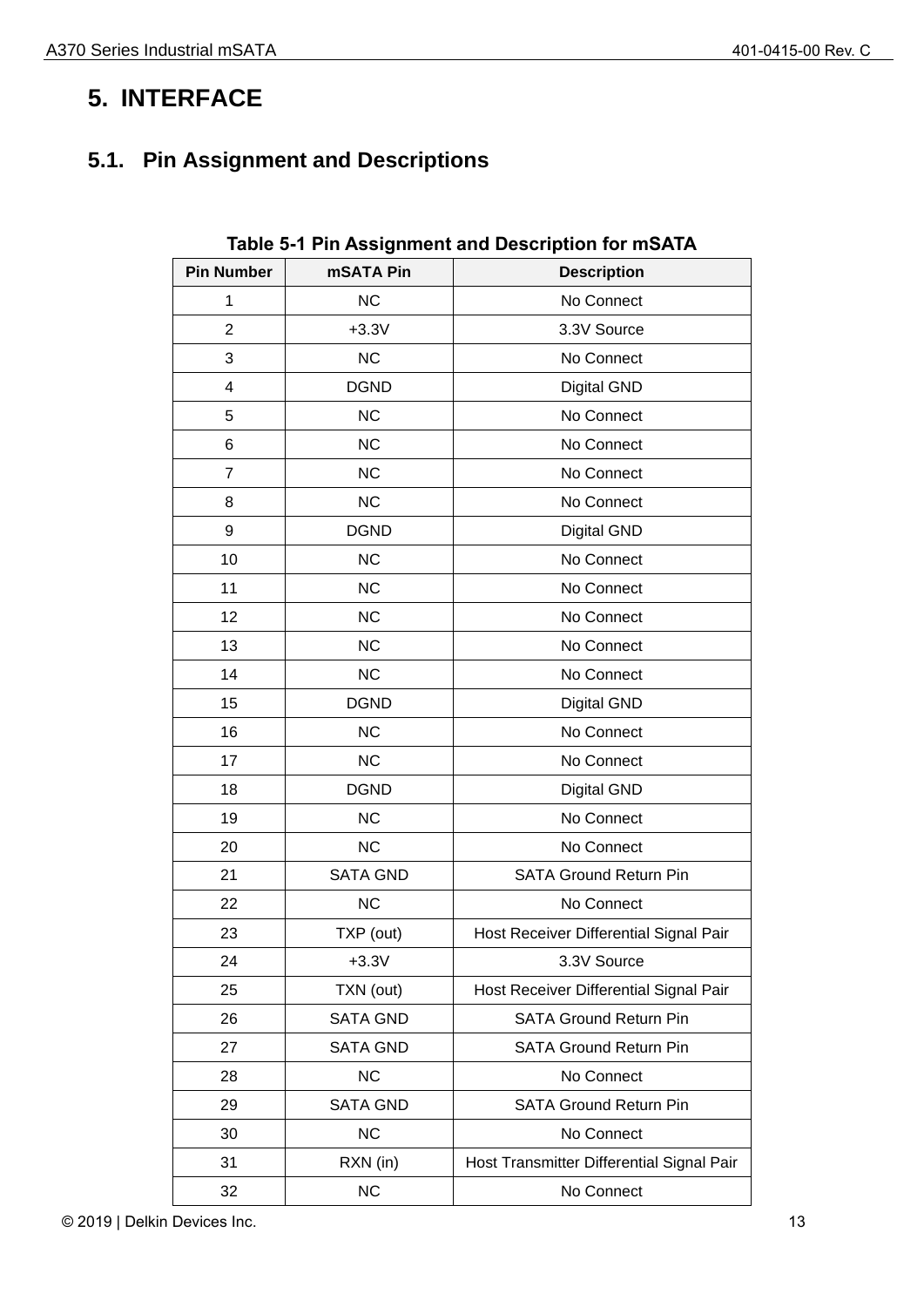# 5. INTERFACE

## 5.1. Pin Assignment and Descriptions

**Table 5-1 Pin Assignment and Description for mSATA**

| Pin Number | mSATA Pin | Description |
|---|---|---|
| 1 | NC | No Connect |
| 2 | +3.3V | 3.3V Source |
| 3 | NC | No Connect |
| 4 | DGND | Digital GND |
| 5 | NC | No Connect |
| 6 | NC | No Connect |
| 7 | NC | No Connect |
| 8 | NC | No Connect |
| 9 | DGND | Digital GND |
| 10 | NC | No Connect |
| 11 | NC | No Connect |
| 12 | NC | No Connect |
| 13 | NC | No Connect |
| 14 | NC | No Connect |
| 15 | DGND | Digital GND |
| 16 | NC | No Connect |
| 17 | NC | No Connect |
| 18 | DGND | Digital GND |
| 19 | NC | No Connect |
| 20 | NC | No Connect |
| 21 | SATA GND | SATA Ground Return Pin |
| 22 | NC | No Connect |
| 23 | TXP (out) | Host Receiver Differential Signal Pair |
| 24 | +3.3V | 3.3V Source |
| 25 | TXN (out) | Host Receiver Differential Signal Pair |
| 26 | SATA GND | SATA Ground Return Pin |
| 27 | SATA GND | SATA Ground Return Pin |
| 28 | NC | No Connect |
| 29 | SATA GND | SATA Ground Return Pin |
| 30 | NC | No Connect |
| 31 | RXN (in) | Host Transmitter Differential Signal Pair |
| 32 | NC | No Connect |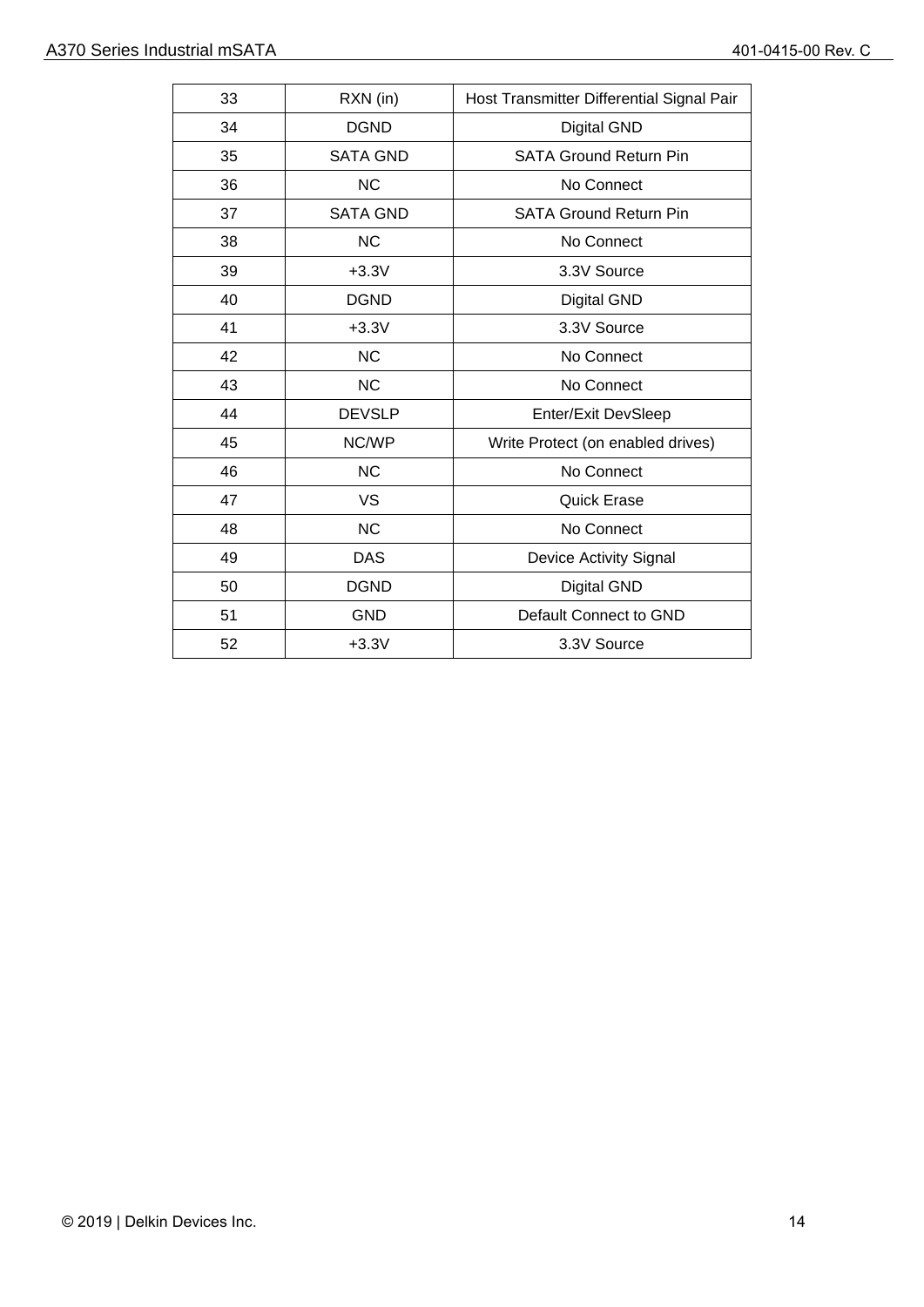| 33 | RXN (in) | Host Transmitter Differential Signal Pair |
|---|---|---|
| 34 | DGND | Digital GND |
| 35 | SATA GND | SATA Ground Return Pin |
| 36 | NC | No Connect |
| 37 | SATA GND | SATA Ground Return Pin |
| 38 | NC | No Connect |
| 39 | +3.3V | 3.3V Source |
| 40 | DGND | Digital GND |
| 41 | +3.3V | 3.3V Source |
| 42 | NC | No Connect |
| 43 | NC | No Connect |
| 44 | DEVSLP | Enter/Exit DevSleep |
| 45 | NC/WP | Write Protect (on enabled drives) |
| 46 | NC | No Connect |
| 47 | VS | Quick Erase |
| 48 | NC | No Connect |
| 49 | DAS | Device Activity Signal |
| 50 | DGND | Digital GND |
| 51 | GND | Default Connect to GND |
| 52 | +3.3V | 3.3V Source |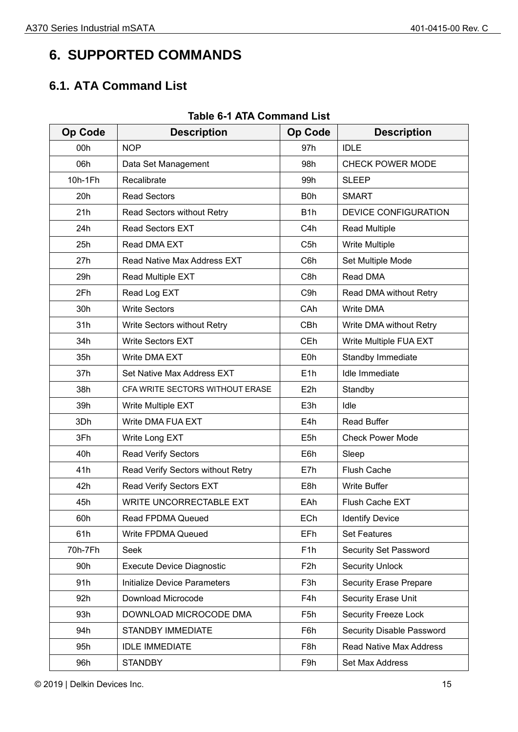# 6. SUPPORTED COMMANDS

## 6.1. ATA Command List

**Table 6-1 ATA Command List**

| Op Code | Description | Op Code | Description |
|---|---|---|---|
| 00h | NOP | 97h | IDLE |
| 06h | Data Set Management | 98h | CHECK POWER MODE |
| 10h-1Fh | Recalibrate | 99h | SLEEP |
| 20h | Read Sectors | B0h | SMART |
| 21h | Read Sectors without Retry | B1h | DEVICE CONFIGURATION |
| 24h | Read Sectors EXT | C4h | Read Multiple |
| 25h | Read DMA EXT | C5h | Write Multiple |
| 27h | Read Native Max Address EXT | C6h | Set Multiple Mode |
| 29h | Read Multiple EXT | C8h | Read DMA |
| 2Fh | Read Log EXT | C9h | Read DMA without Retry |
| 30h | Write Sectors | CAh | Write DMA |
| 31h | Write Sectors without Retry | CBh | Write DMA without Retry |
| 34h | Write Sectors EXT | CEh | Write Multiple FUA EXT |
| 35h | Write DMA EXT | E0h | Standby Immediate |
| 37h | Set Native Max Address EXT | E1h | Idle Immediate |
| 38h | CFA WRITE SECTORS WITHOUT ERASE | E2h | Standby |
| 39h | Write Multiple EXT | E3h | Idle |
| 3Dh | Write DMA FUA EXT | E4h | Read Buffer |
| 3Fh | Write Long EXT | E5h | Check Power Mode |
| 40h | Read Verify Sectors | E6h | Sleep |
| 41h | Read Verify Sectors without Retry | E7h | Flush Cache |
| 42h | Read Verify Sectors EXT | E8h | Write Buffer |
| 45h | WRITE UNCORRECTABLE EXT | EAh | Flush Cache EXT |
| 60h | Read FPDMA Queued | ECh | Identify Device |
| 61h | Write FPDMA Queued | EFh | Set Features |
| 70h-7Fh | Seek | F1h | Security Set Password |
| 90h | Execute Device Diagnostic | F2h | Security Unlock |
| 91h | Initialize Device Parameters | F3h | Security Erase Prepare |
| 92h | Download Microcode | F4h | Security Erase Unit |
| 93h | DOWNLOAD MICROCODE DMA | F5h | Security Freeze Lock |
| 94h | STANDBY IMMEDIATE | F6h | Security Disable Password |
| 95h | IDLE IMMEDIATE | F8h | Read Native Max Address |
| 96h | STANDBY | F9h | Set Max Address |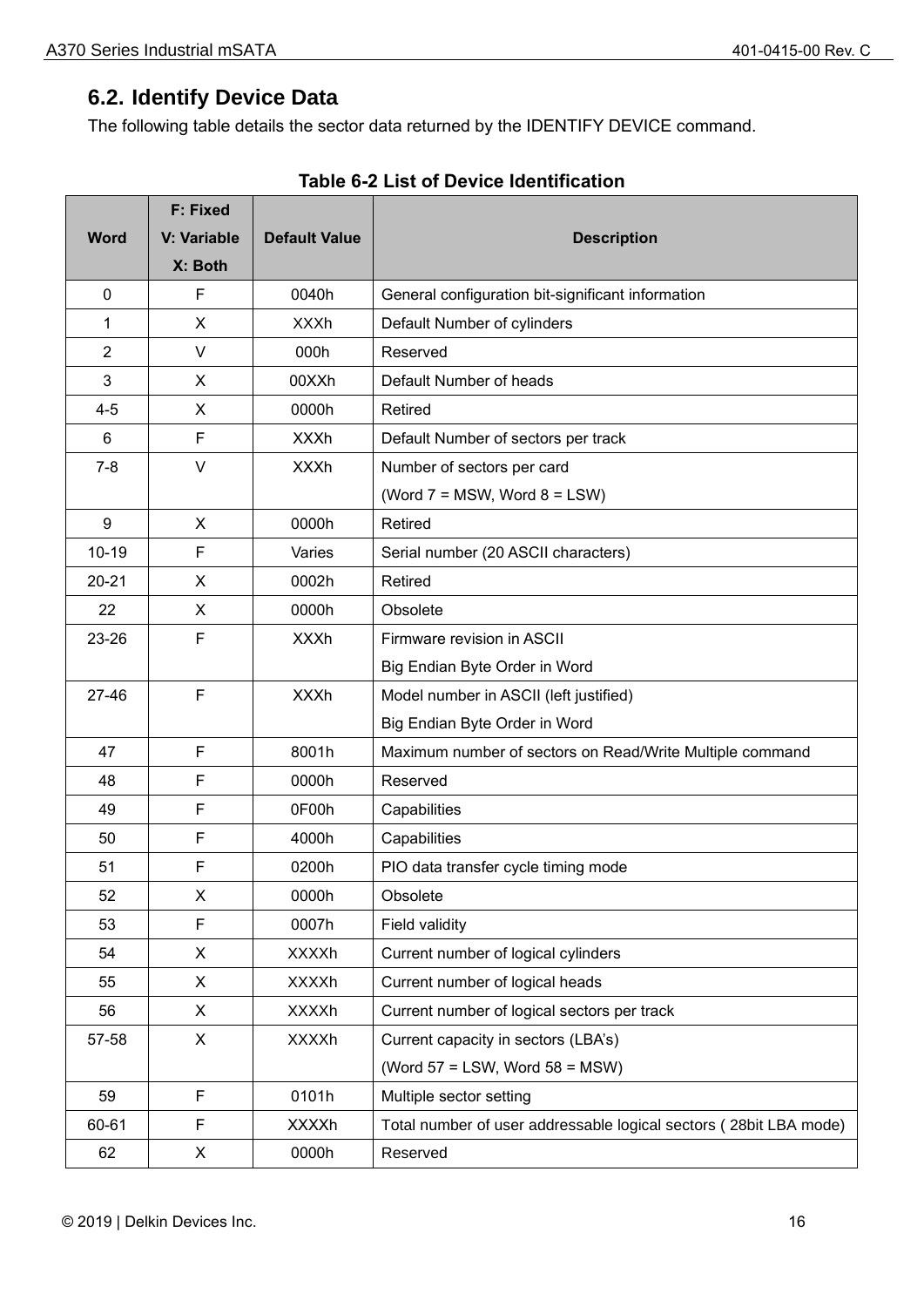## 6.2. Identify Device Data

The following table details the sector data returned by the IDENTIFY DEVICE command.

**Table 6-2 List of Device Identification**

| Word | F: Fixed<br>V: Variable<br>X: Both | Default Value | Description |
|---|---|---|---|
| 0 | F | 0040h | General configuration bit-significant information |
| 1 | X | XXXh | Default Number of cylinders |
| 2 | V | 000h | Reserved |
| 3 | X | 00XXh | Default Number of heads |
| 4-5 | X | 0000h | Retired |
| 6 | F | XXXh | Default Number of sectors per track |
| 7-8 | V | XXXh | Number of sectors per card<br>(Word 7 = MSW, Word 8 = LSW) |
| 9 | X | 0000h | Retired |
| 10-19 | F | Varies | Serial number (20 ASCII characters) |
| 20-21 | X | 0002h | Retired |
| 22 | X | 0000h | Obsolete |
| 23-26 | F | XXXh | Firmware revision in ASCII<br>Big Endian Byte Order in Word |
| 27-46 | F | XXXh | Model number in ASCII (left justified)<br>Big Endian Byte Order in Word |
| 47 | F | 8001h | Maximum number of sectors on Read/Write Multiple command |
| 48 | F | 0000h | Reserved |
| 49 | F | 0F00h | Capabilities |
| 50 | F | 4000h | Capabilities |
| 51 | F | 0200h | PIO data transfer cycle timing mode |
| 52 | X | 0000h | Obsolete |
| 53 | F | 0007h | Field validity |
| 54 | X | XXXXh | Current number of logical cylinders |
| 55 | X | XXXXh | Current number of logical heads |
| 56 | X | XXXXh | Current number of logical sectors per track |
| 57-58 | X | XXXXh | Current capacity in sectors (LBA's)<br>(Word 57 = LSW, Word 58 = MSW) |
| 59 | F | 0101h | Multiple sector setting |
| 60-61 | F | XXXXh | Total number of user addressable logical sectors ( 28bit LBA mode) |
| 62 | X | 0000h | Reserved |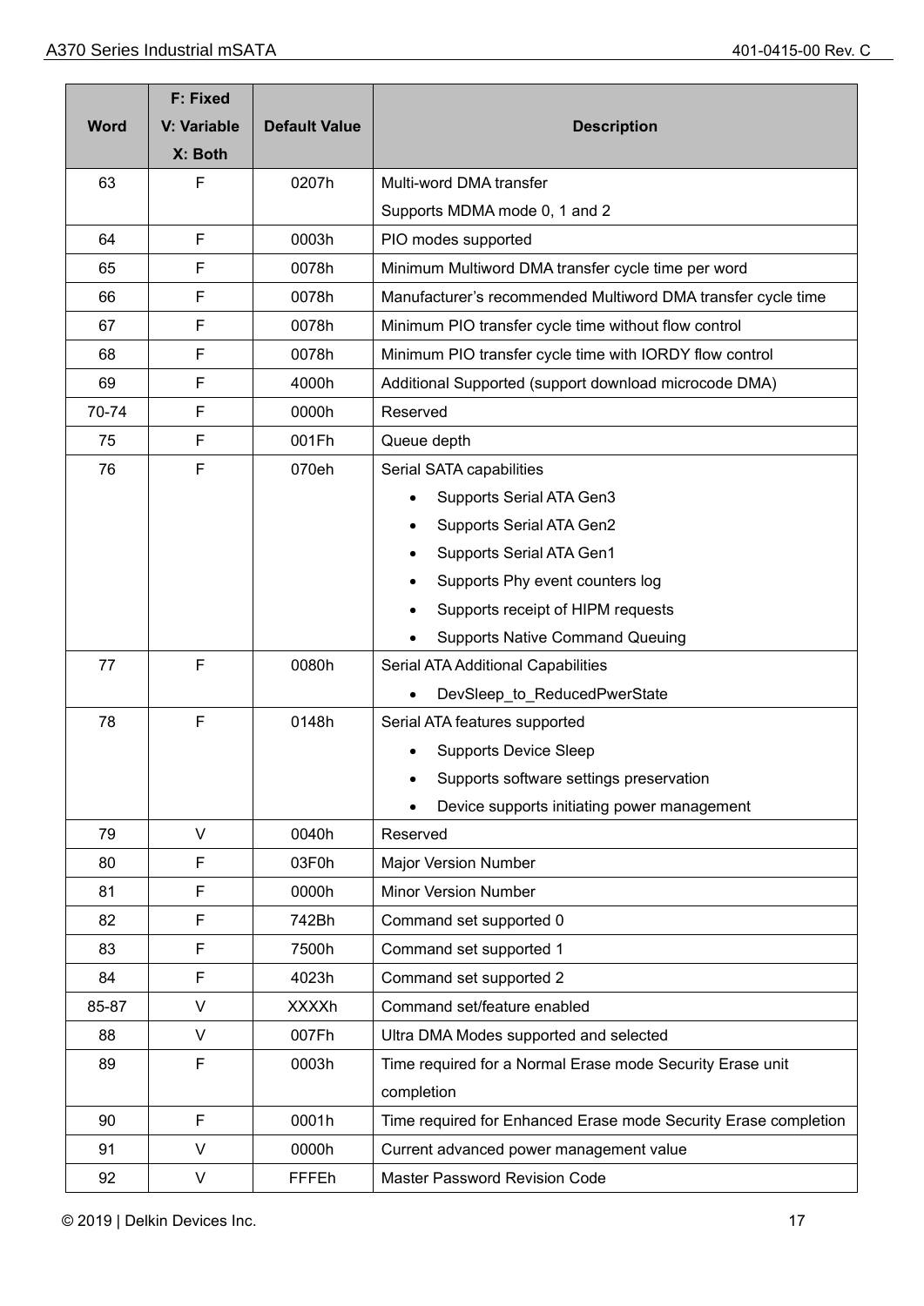| Word | F: Fixed<br>V: Variable<br>X: Both | Default Value | Description |
|---|---|---|---|
| 63 | F | 0207h | Multi-word DMA transfer<br>Supports MDMA mode 0, 1 and 2 |
| 64 | F | 0003h | PIO modes supported |
| 65 | F | 0078h | Minimum Multiword DMA transfer cycle time per word |
| 66 | F | 0078h | Manufacturer’s recommended Multiword DMA transfer cycle time |
| 67 | F | 0078h | Minimum PIO transfer cycle time without flow control |
| 68 | F | 0078h | Minimum PIO transfer cycle time with IORDY flow control |
| 69 | F | 4000h | Additional Supported (support download microcode DMA) |
| 70-74 | F | 0000h | Reserved |
| 75 | F | 001Fh | Queue depth |
| 76 | F | 070eh | Serial SATA capabilities<br>• Supports Serial ATA Gen3<br>• Supports Serial ATA Gen2<br>• Supports Serial ATA Gen1<br>• Supports Phy event counters log<br>• Supports receipt of HIPM requests<br>• Supports Native Command Queuing |
| 77 | F | 0080h | Serial ATA Additional Capabilities<br>• DevSleep_to_ReducedPwerState |
| 78 | F | 0148h | Serial ATA features supported<br>• Supports Device Sleep<br>• Supports software settings preservation<br>• Device supports initiating power management |
| 79 | V | 0040h | Reserved |
| 80 | F | 03F0h | Major Version Number |
| 81 | F | 0000h | Minor Version Number |
| 82 | F | 742Bh | Command set supported 0 |
| 83 | F | 7500h | Command set supported 1 |
| 84 | F | 4023h | Command set supported 2 |
| 85-87 | V | XXXXh | Command set/feature enabled |
| 88 | V | 007Fh | Ultra DMA Modes supported and selected |
| 89 | F | 0003h | Time required for a Normal Erase mode Security Erase unit completion |
| 90 | F | 0001h | Time required for Enhanced Erase mode Security Erase completion |
| 91 | V | 0000h | Current advanced power management value |
| 92 | V | FFFEh | Master Password Revision Code |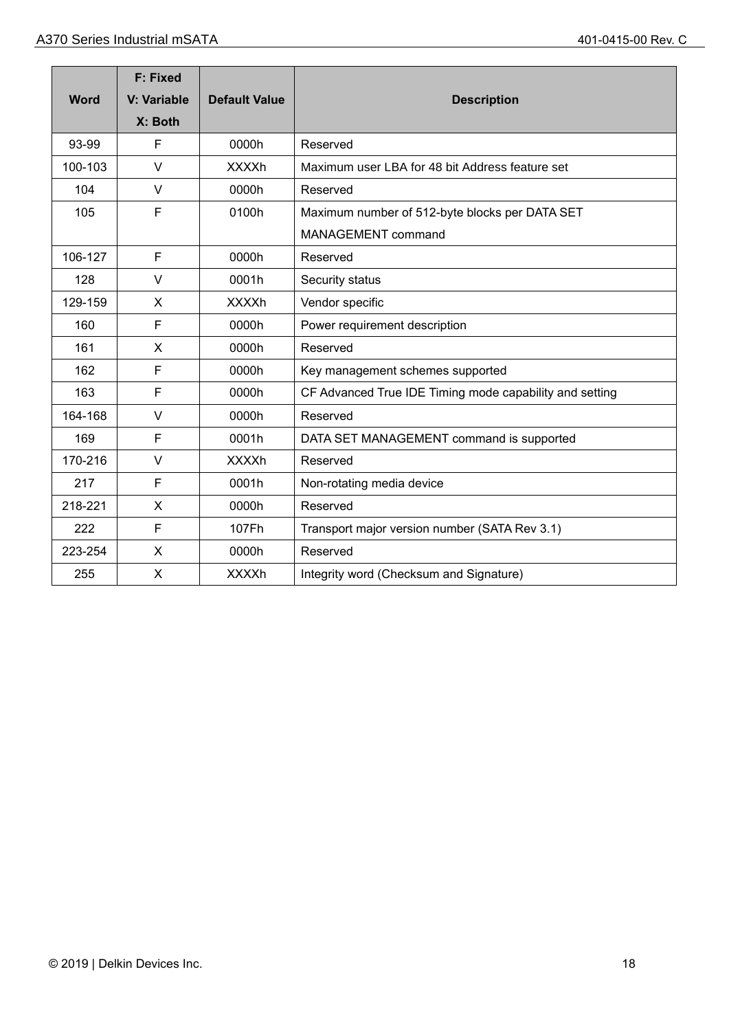| Word | F: Fixed<br>V: Variable<br>X: Both | Default Value | Description |
|---|---|---|---|
| 93-99 | F | 0000h | Reserved |
| 100-103 | V | XXXXh | Maximum user LBA for 48 bit Address feature set |
| 104 | V | 0000h | Reserved |
| 105 | F | 0100h | Maximum number of 512-byte blocks per DATA SET MANAGEMENT command |
| 106-127 | F | 0000h | Reserved |
| 128 | V | 0001h | Security status |
| 129-159 | X | XXXXh | Vendor specific |
| 160 | F | 0000h | Power requirement description |
| 161 | X | 0000h | Reserved |
| 162 | F | 0000h | Key management schemes supported |
| 163 | F | 0000h | CF Advanced True IDE Timing mode capability and setting |
| 164-168 | V | 0000h | Reserved |
| 169 | F | 0001h | DATA SET MANAGEMENT command is supported |
| 170-216 | V | XXXXh | Reserved |
| 217 | F | 0001h | Non-rotating media device |
| 218-221 | X | 0000h | Reserved |
| 222 | F | 107Fh | Transport major version number (SATA Rev 3.1) |
| 223-254 | X | 0000h | Reserved |
| 255 | X | XXXXh | Integrity word (Checksum and Signature) |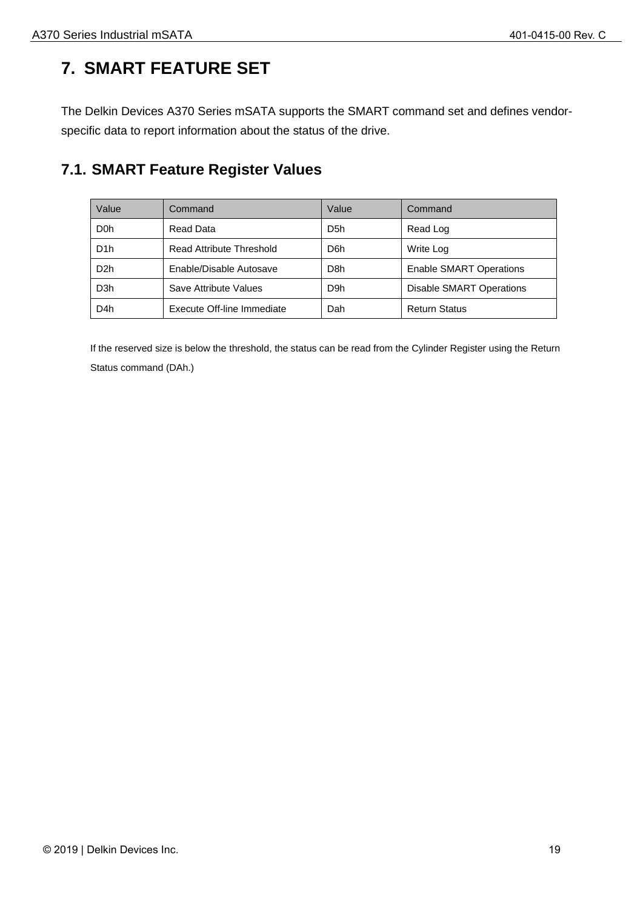# 7. SMART FEATURE SET

The Delkin Devices A370 Series mSATA supports the SMART command set and defines vendor-specific data to report information about the status of the drive.

## 7.1. SMART Feature Register Values

| Value | Command | Value | Command |
|---|---|---|---|
| D0h | Read Data | D5h | Read Log |
| D1h | Read Attribute Threshold | D6h | Write Log |
| D2h | Enable/Disable Autosave | D8h | Enable SMART Operations |
| D3h | Save Attribute Values | D9h | Disable SMART Operations |
| D4h | Execute Off-line Immediate | Dah | Return Status |

If the reserved size is below the threshold, the status can be read from the Cylinder Register using the Return Status command (DAh.)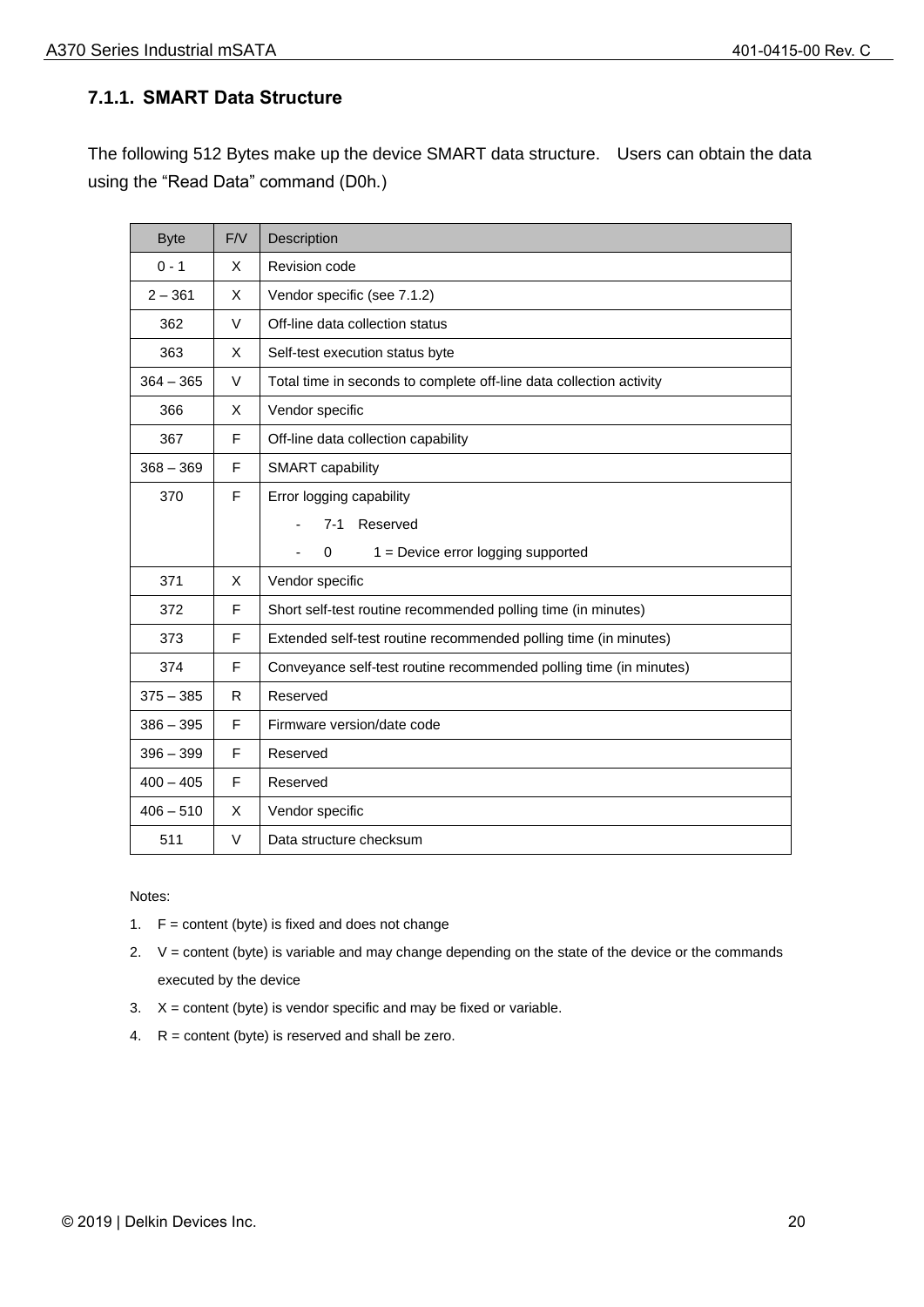### 7.1.1. SMART Data Structure

The following 512 Bytes make up the device SMART data structure.  Users can obtain the data using the "Read Data" command (D0h.)

| Byte | F/V | Description |
|---|---|---|
| 0 - 1 | X | Revision code |
| 2 – 361 | X | Vendor specific (see 7.1.2) |
| 362 | V | Off-line data collection status |
| 363 | X | Self-test execution status byte |
| 364 – 365 | V | Total time in seconds to complete off-line data collection activity |
| 366 | X | Vendor specific |
| 367 | F | Off-line data collection capability |
| 368 – 369 | F | SMART capability |
| 370 | F | Error logging capability<br>- 7-1 Reserved<br>- 0 1 = Device error logging supported |
| 371 | X | Vendor specific |
| 372 | F | Short self-test routine recommended polling time (in minutes) |
| 373 | F | Extended self-test routine recommended polling time (in minutes) |
| 374 | F | Conveyance self-test routine recommended polling time (in minutes) |
| 375 – 385 | R | Reserved |
| 386 – 395 | F | Firmware version/date code |
| 396 – 399 | F | Reserved |
| 400 – 405 | F | Reserved |
| 406 – 510 | X | Vendor specific |
| 511 | V | Data structure checksum |

Notes:

1. F = content (byte) is fixed and does not change
2. V = content (byte) is variable and may change depending on the state of the device or the commands executed by the device
3. X = content (byte) is vendor specific and may be fixed or variable.
4. R = content (byte) is reserved and shall be zero.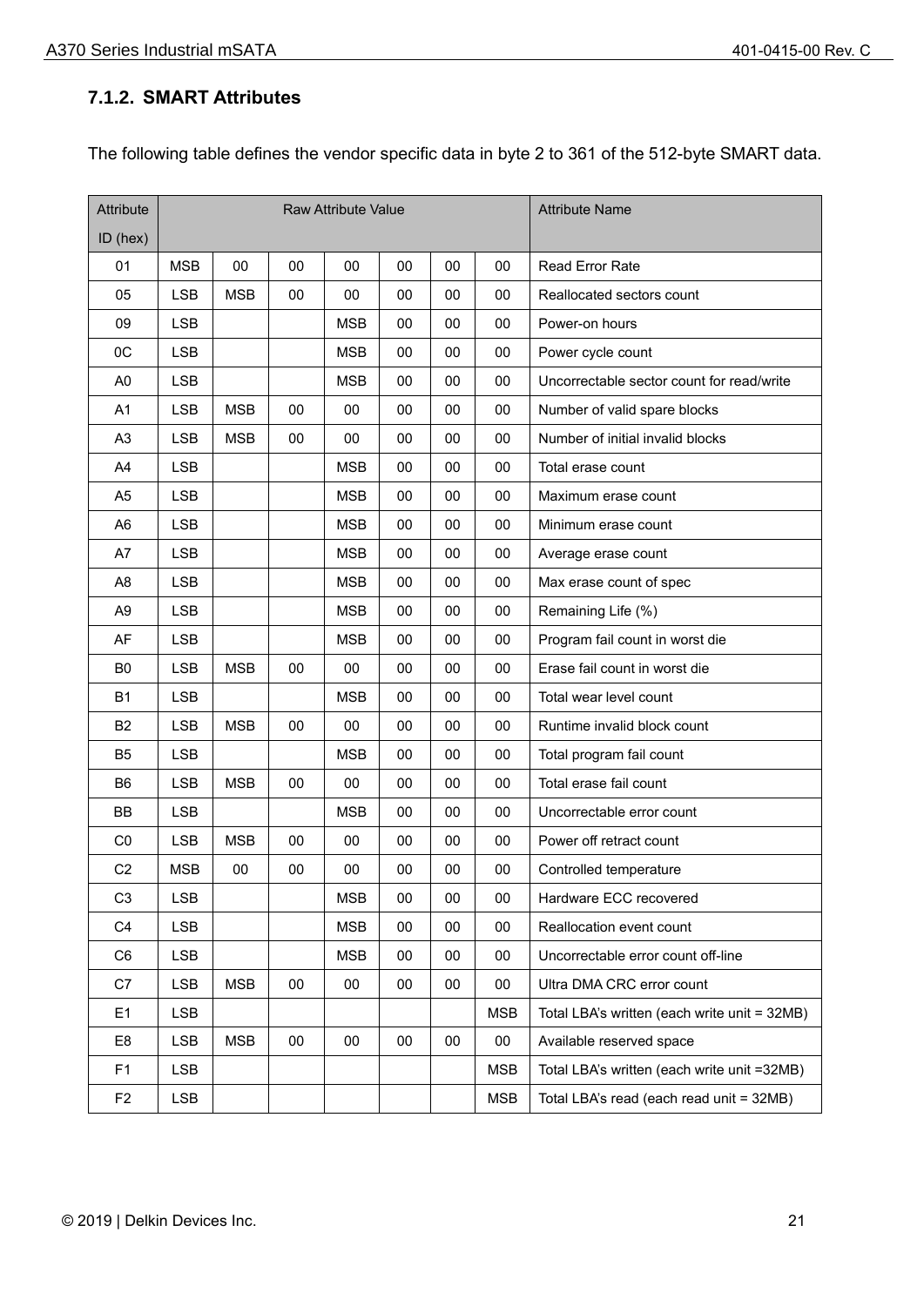### 7.1.2. SMART Attributes

The following table defines the vendor specific data in byte 2 to 361 of the 512-byte SMART data.

| Attribute ID (hex) | Raw Attribute Value | | | | | | | Attribute Name |
|---|---|---|---|---|---|---|---|---|
| 01 | MSB | 00 | 00 | 00 | 00 | 00 | 00 | Read Error Rate |
| 05 | LSB | MSB | 00 | 00 | 00 | 00 | 00 | Reallocated sectors count |
| 09 | LSB | | | MSB | 00 | 00 | 00 | Power-on hours |
| 0C | LSB | | | MSB | 00 | 00 | 00 | Power cycle count |
| A0 | LSB | | | MSB | 00 | 00 | 00 | Uncorrectable sector count for read/write |
| A1 | LSB | MSB | 00 | 00 | 00 | 00 | 00 | Number of valid spare blocks |
| A3 | LSB | MSB | 00 | 00 | 00 | 00 | 00 | Number of initial invalid blocks |
| A4 | LSB | | | MSB | 00 | 00 | 00 | Total erase count |
| A5 | LSB | | | MSB | 00 | 00 | 00 | Maximum erase count |
| A6 | LSB | | | MSB | 00 | 00 | 00 | Minimum erase count |
| A7 | LSB | | | MSB | 00 | 00 | 00 | Average erase count |
| A8 | LSB | | | MSB | 00 | 00 | 00 | Max erase count of spec |
| A9 | LSB | | | MSB | 00 | 00 | 00 | Remaining Life (%) |
| AF | LSB | | | MSB | 00 | 00 | 00 | Program fail count in worst die |
| B0 | LSB | MSB | 00 | 00 | 00 | 00 | 00 | Erase fail count in worst die |
| B1 | LSB | | | MSB | 00 | 00 | 00 | Total wear level count |
| B2 | LSB | MSB | 00 | 00 | 00 | 00 | 00 | Runtime invalid block count |
| B5 | LSB | | | MSB | 00 | 00 | 00 | Total program fail count |
| B6 | LSB | MSB | 00 | 00 | 00 | 00 | 00 | Total erase fail count |
| BB | LSB | | | MSB | 00 | 00 | 00 | Uncorrectable error count |
| C0 | LSB | MSB | 00 | 00 | 00 | 00 | 00 | Power off retract count |
| C2 | MSB | 00 | 00 | 00 | 00 | 00 | 00 | Controlled temperature |
| C3 | LSB | | | MSB | 00 | 00 | 00 | Hardware ECC recovered |
| C4 | LSB | | | MSB | 00 | 00 | 00 | Reallocation event count |
| C6 | LSB | | | MSB | 00 | 00 | 00 | Uncorrectable error count off-line |
| C7 | LSB | MSB | 00 | 00 | 00 | 00 | 00 | Ultra DMA CRC error count |
| E1 | LSB | | | | | | MSB | Total LBA's written (each write unit = 32MB) |
| E8 | LSB | MSB | 00 | 00 | 00 | 00 | 00 | Available reserved space |
| F1 | LSB | | | | | | MSB | Total LBA's written (each write unit =32MB) |
| F2 | LSB | | | | | | MSB | Total LBA's read (each read unit = 32MB) |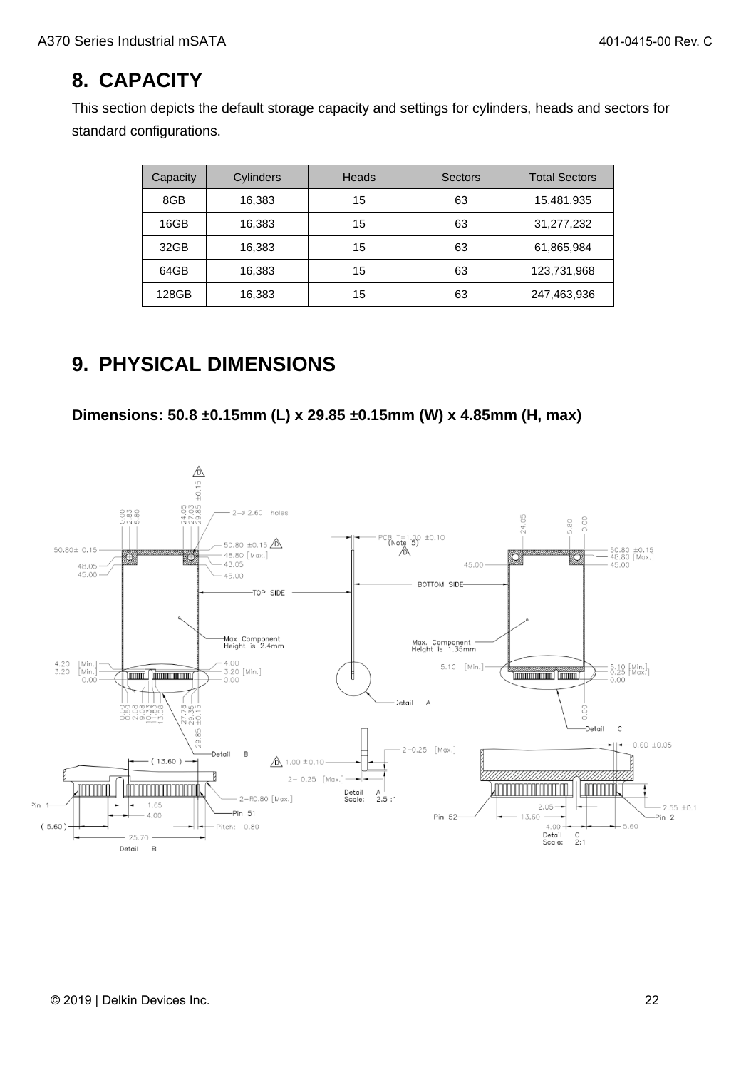## 8. CAPACITY

This section depicts the default storage capacity and settings for cylinders, heads and sectors for standard configurations.

| Capacity | Cylinders | Heads | Sectors | Total Sectors |
|---|---|---|---|---|
| 8GB | 16,383 | 15 | 63 | 15,481,935 |
| 16GB | 16,383 | 15 | 63 | 31,277,232 |
| 32GB | 16,383 | 15 | 63 | 61,865,984 |
| 64GB | 16,383 | 15 | 63 | 123,731,968 |
| 128GB | 16,383 | 15 | 63 | 247,463,936 |

## 9. PHYSICAL DIMENSIONS

**Dimensions: 50.8 ±0.15mm (L) x 29.85 ±0.15mm (W) x 4.85mm (H, max)**